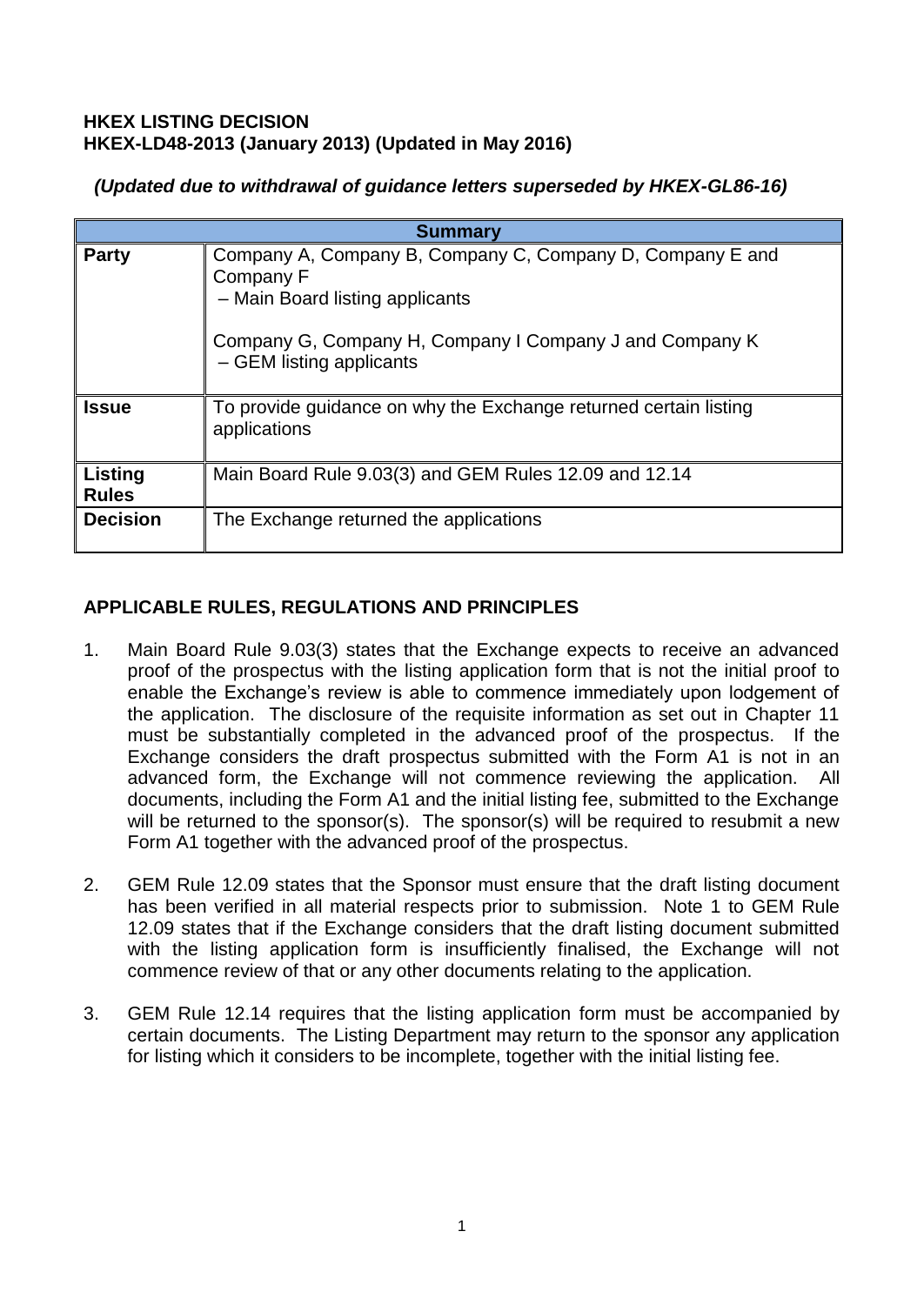**HKEX LISTING DECISION**
**HKEX-LD48-2013 (January 2013) (Updated in May 2016)**

***(Updated due to withdrawal of guidance letters superseded by HKEX-GL86-16)***

| **Summary** | |
|---|---|
| **Party** | Company A, Company B, Company C, Company D, Company E and Company F – Main Board listing applicants<br><br>Company G, Company H, Company I Company J and Company K – GEM listing applicants |
| **Issue** | To provide guidance on why the Exchange returned certain listing applications |
| **Listing Rules** | Main Board Rule 9.03(3) and GEM Rules 12.09 and 12.14 |
| **Decision** | The Exchange returned the applications |

## APPLICABLE RULES, REGULATIONS AND PRINCIPLES

1. Main Board Rule 9.03(3) states that the Exchange expects to receive an advanced proof of the prospectus with the listing application form that is not the initial proof to enable the Exchange's review is able to commence immediately upon lodgement of the application. The disclosure of the requisite information as set out in Chapter 11 must be substantially completed in the advanced proof of the prospectus. If the Exchange considers the draft prospectus submitted with the Form A1 is not in an advanced form, the Exchange will not commence reviewing the application. All documents, including the Form A1 and the initial listing fee, submitted to the Exchange will be returned to the sponsor(s). The sponsor(s) will be required to resubmit a new Form A1 together with the advanced proof of the prospectus.

2. GEM Rule 12.09 states that the Sponsor must ensure that the draft listing document has been verified in all material respects prior to submission. Note 1 to GEM Rule 12.09 states that if the Exchange considers that the draft listing document submitted with the listing application form is insufficiently finalised, the Exchange will not commence review of that or any other documents relating to the application.

3. GEM Rule 12.14 requires that the listing application form must be accompanied by certain documents. The Listing Department may return to the sponsor any application for listing which it considers to be incomplete, together with the initial listing fee.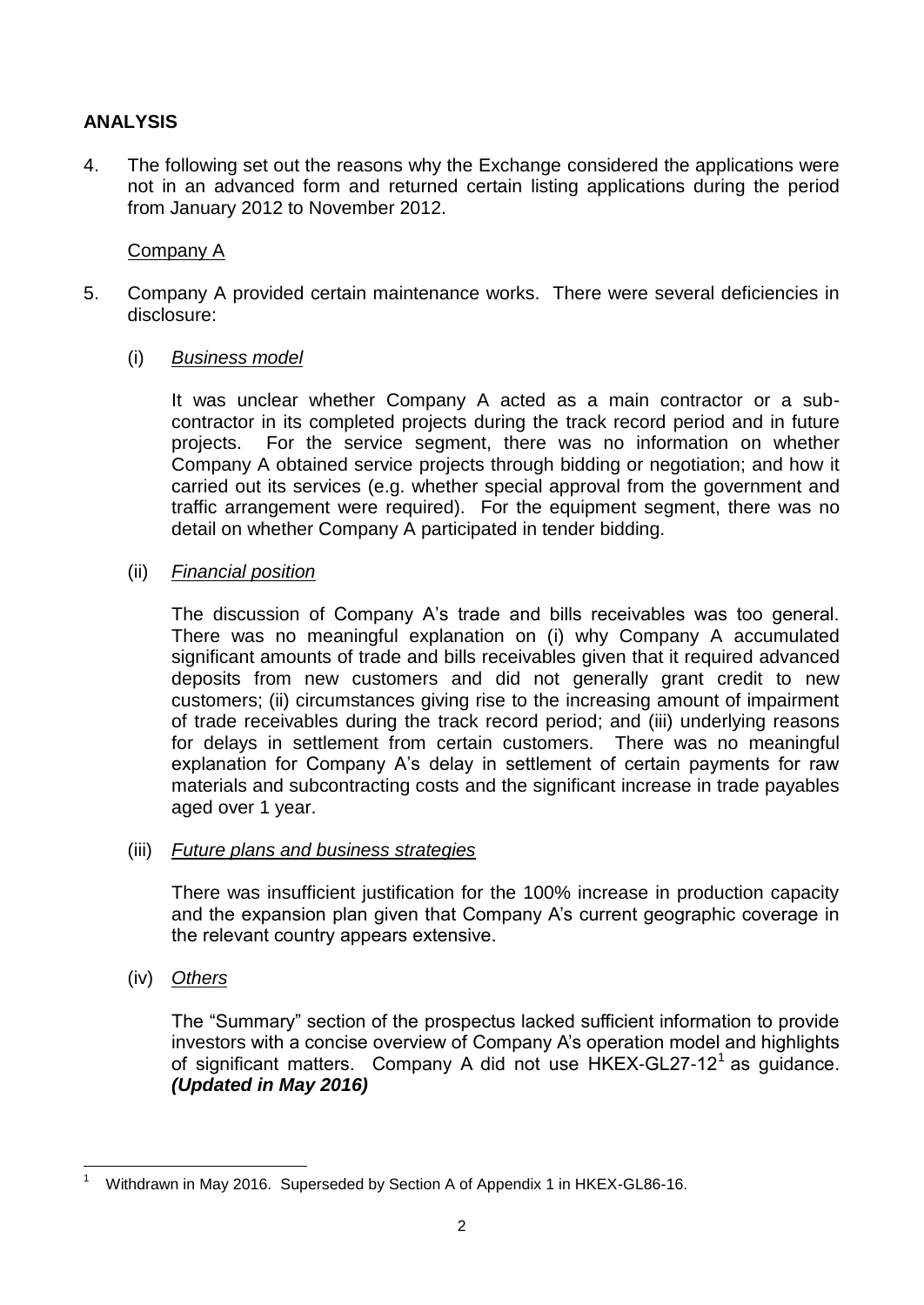## ANALYSIS

4. The following set out the reasons why the Exchange considered the applications were not in an advanced form and returned certain listing applications during the period from January 2012 to November 2012.

Company A

5. Company A provided certain maintenance works. There were several deficiencies in disclosure:

   (i) *Business model*

   It was unclear whether Company A acted as a main contractor or a sub-contractor in its completed projects during the track record period and in future projects. For the service segment, there was no information on whether Company A obtained service projects through bidding or negotiation; and how it carried out its services (e.g. whether special approval from the government and traffic arrangement were required). For the equipment segment, there was no detail on whether Company A participated in tender bidding.

   (ii) *Financial position*

   The discussion of Company A's trade and bills receivables was too general. There was no meaningful explanation on (i) why Company A accumulated significant amounts of trade and bills receivables given that it required advanced deposits from new customers and did not generally grant credit to new customers; (ii) circumstances giving rise to the increasing amount of impairment of trade receivables during the track record period; and (iii) underlying reasons for delays in settlement from certain customers. There was no meaningful explanation for Company A's delay in settlement of certain payments for raw materials and subcontracting costs and the significant increase in trade payables aged over 1 year.

   (iii) *Future plans and business strategies*

   There was insufficient justification for the 100% increase in production capacity and the expansion plan given that Company A's current geographic coverage in the relevant country appears extensive.

   (iv) *Others*

   The "Summary" section of the prospectus lacked sufficient information to provide investors with a concise overview of Company A's operation model and highlights of significant matters. Company A did not use HKEX-GL27-12[1] as guidance. ***(Updated in May 2016)***

---

[1] Withdrawn in May 2016. Superseded by Section A of Appendix 1 in HKEX-GL86-16.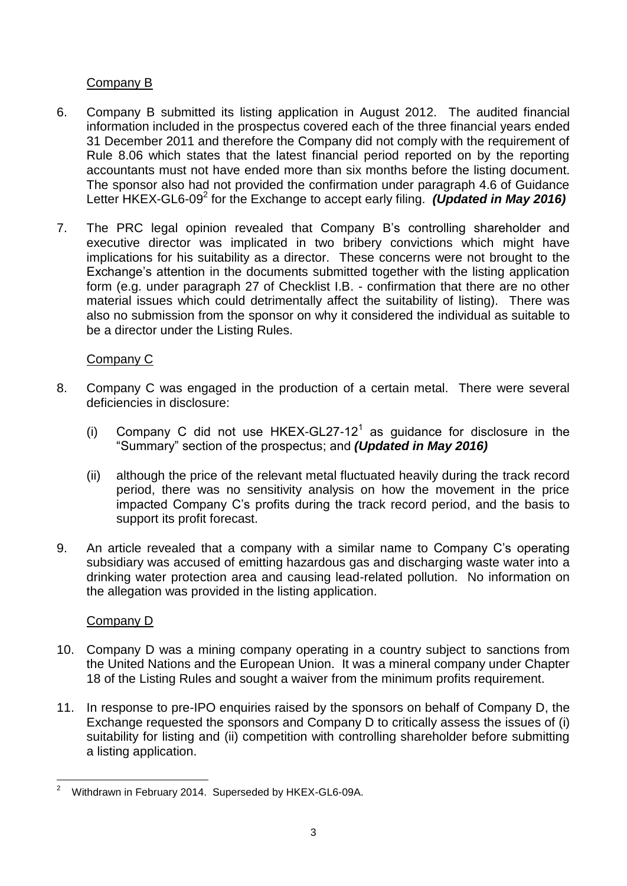Company B

6. Company B submitted its listing application in August 2012. The audited financial information included in the prospectus covered each of the three financial years ended 31 December 2011 and therefore the Company did not comply with the requirement of Rule 8.06 which states that the latest financial period reported on by the reporting accountants must not have ended more than six months before the listing document. The sponsor also had not provided the confirmation under paragraph 4.6 of Guidance Letter HKEX-GL6-09[2] for the Exchange to accept early filing. ***(Updated in May 2016)***

7. The PRC legal opinion revealed that Company B's controlling shareholder and executive director was implicated in two bribery convictions which might have implications for his suitability as a director. These concerns were not brought to the Exchange's attention in the documents submitted together with the listing application form (e.g. under paragraph 27 of Checklist I.B. - confirmation that there are no other material issues which could detrimentally affect the suitability of listing). There was also no submission from the sponsor on why it considered the individual as suitable to be a director under the Listing Rules.

Company C

8. Company C was engaged in the production of a certain metal. There were several deficiencies in disclosure:

   (i) Company C did not use HKEX-GL27-12[1] as guidance for disclosure in the "Summary" section of the prospectus; and ***(Updated in May 2016)***

   (ii) although the price of the relevant metal fluctuated heavily during the track record period, there was no sensitivity analysis on how the movement in the price impacted Company C's profits during the track record period, and the basis to support its profit forecast.

9. An article revealed that a company with a similar name to Company C's operating subsidiary was accused of emitting hazardous gas and discharging waste water into a drinking water protection area and causing lead-related pollution. No information on the allegation was provided in the listing application.

Company D

10. Company D was a mining company operating in a country subject to sanctions from the United Nations and the European Union. It was a mineral company under Chapter 18 of the Listing Rules and sought a waiver from the minimum profits requirement.

11. In response to pre-IPO enquiries raised by the sponsors on behalf of Company D, the Exchange requested the sponsors and Company D to critically assess the issues of (i) suitability for listing and (ii) competition with controlling shareholder before submitting a listing application.

---

[2] Withdrawn in February 2014. Superseded by HKEX-GL6-09A.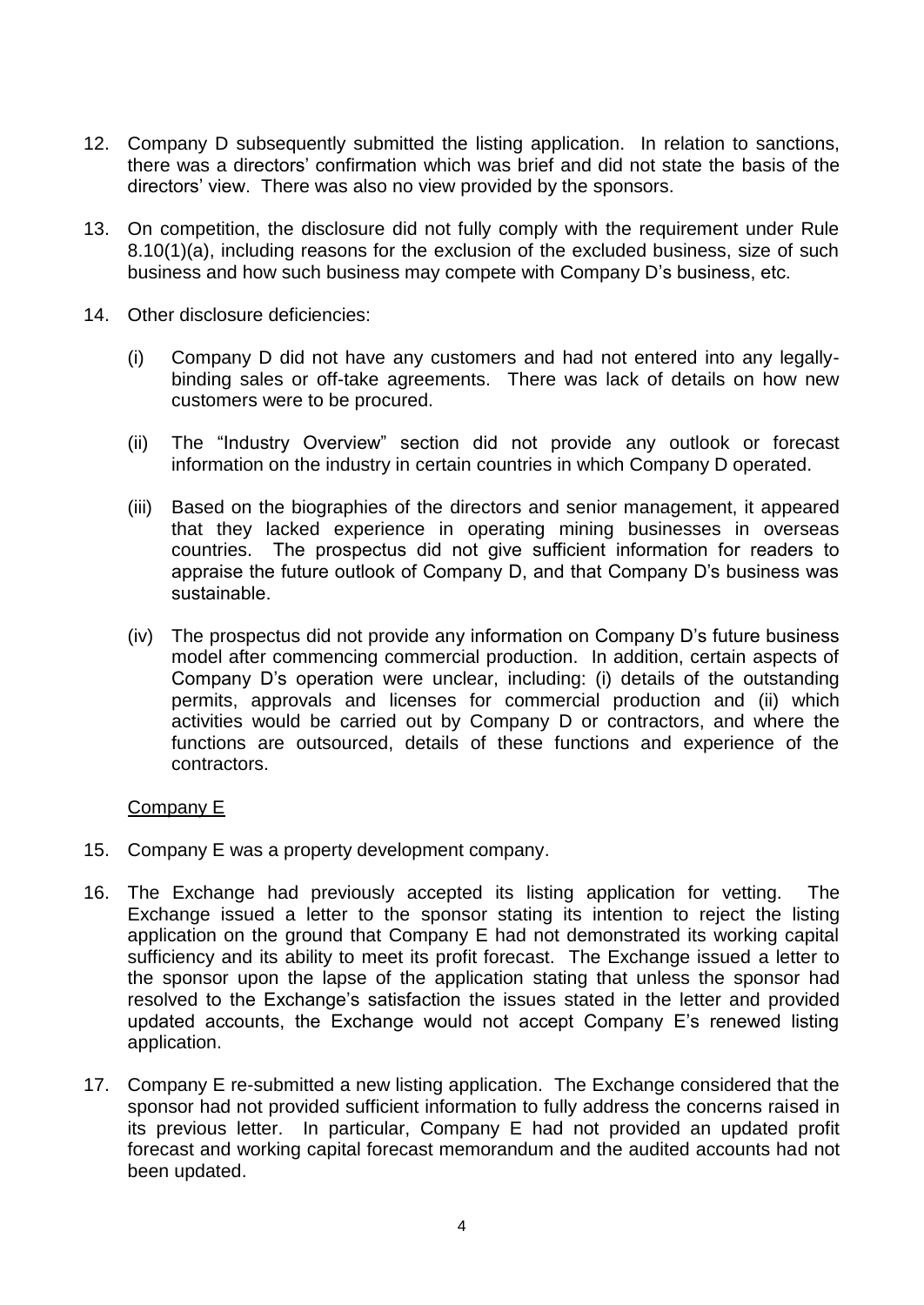12. Company D subsequently submitted the listing application. In relation to sanctions, there was a directors' confirmation which was brief and did not state the basis of the directors' view. There was also no view provided by the sponsors.

13. On competition, the disclosure did not fully comply with the requirement under Rule 8.10(1)(a), including reasons for the exclusion of the excluded business, size of such business and how such business may compete with Company D's business, etc.

14. Other disclosure deficiencies:

    (i) Company D did not have any customers and had not entered into any legally-binding sales or off-take agreements. There was lack of details on how new customers were to be procured.

    (ii) The "Industry Overview" section did not provide any outlook or forecast information on the industry in certain countries in which Company D operated.

    (iii) Based on the biographies of the directors and senior management, it appeared that they lacked experience in operating mining businesses in overseas countries. The prospectus did not give sufficient information for readers to appraise the future outlook of Company D, and that Company D's business was sustainable.

    (iv) The prospectus did not provide any information on Company D's future business model after commencing commercial production. In addition, certain aspects of Company D's operation were unclear, including: (i) details of the outstanding permits, approvals and licenses for commercial production and (ii) which activities would be carried out by Company D or contractors, and where the functions are outsourced, details of these functions and experience of the contractors.

<u>Company E</u>

15. Company E was a property development company.

16. The Exchange had previously accepted its listing application for vetting. The Exchange issued a letter to the sponsor stating its intention to reject the listing application on the ground that Company E had not demonstrated its working capital sufficiency and its ability to meet its profit forecast. The Exchange issued a letter to the sponsor upon the lapse of the application stating that unless the sponsor had resolved to the Exchange's satisfaction the issues stated in the letter and provided updated accounts, the Exchange would not accept Company E's renewed listing application.

17. Company E re-submitted a new listing application. The Exchange considered that the sponsor had not provided sufficient information to fully address the concerns raised in its previous letter. In particular, Company E had not provided an updated profit forecast and working capital forecast memorandum and the audited accounts had not been updated.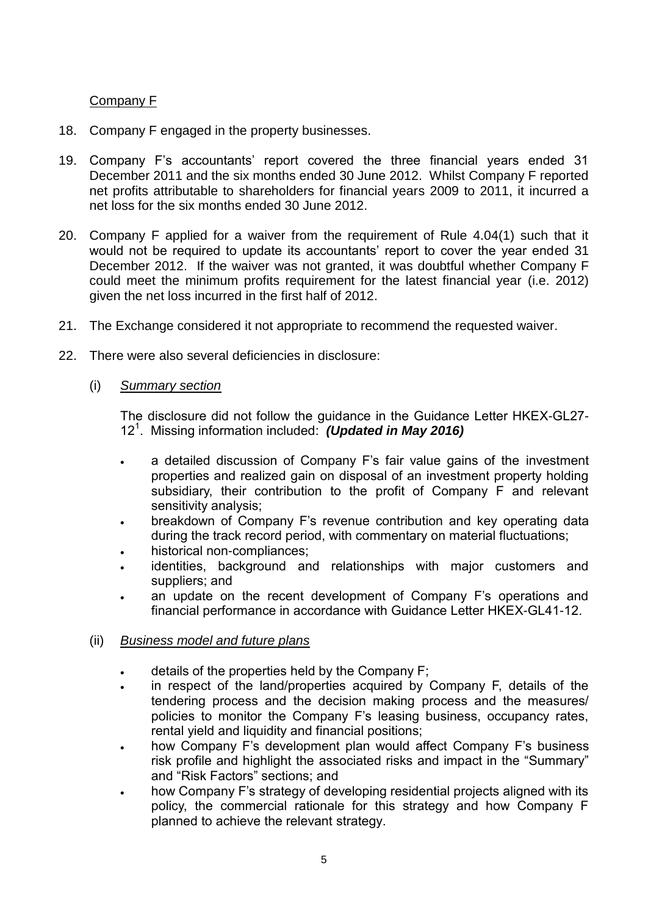<u>Company F</u>

18. Company F engaged in the property businesses.

19. Company F's accountants' report covered the three financial years ended 31 December 2011 and the six months ended 30 June 2012. Whilst Company F reported net profits attributable to shareholders for financial years 2009 to 2011, it incurred a net loss for the six months ended 30 June 2012.

20. Company F applied for a waiver from the requirement of Rule 4.04(1) such that it would not be required to update its accountants' report to cover the year ended 31 December 2012. If the waiver was not granted, it was doubtful whether Company F could meet the minimum profits requirement for the latest financial year (i.e. 2012) given the net loss incurred in the first half of 2012.

21. The Exchange considered it not appropriate to recommend the requested waiver.

22. There were also several deficiencies in disclosure:

    (i) *<u>Summary section</u>*

    The disclosure did not follow the guidance in the Guidance Letter HKEX-GL27-12[1]. Missing information included: ***(Updated in May 2016)***

    - a detailed discussion of Company F's fair value gains of the investment properties and realized gain on disposal of an investment property holding subsidiary, their contribution to the profit of Company F and relevant sensitivity analysis;
    - breakdown of Company F's revenue contribution and key operating data during the track record period, with commentary on material fluctuations;
    - historical non-compliances;
    - identities, background and relationships with major customers and suppliers; and
    - an update on the recent development of Company F's operations and financial performance in accordance with Guidance Letter HKEX-GL41-12.

    (ii) *<u>Business model and future plans</u>*

    - details of the properties held by the Company F;
    - in respect of the land/properties acquired by Company F, details of the tendering process and the decision making process and the measures/ policies to monitor the Company F's leasing business, occupancy rates, rental yield and liquidity and financial positions;
    - how Company F's development plan would affect Company F's business risk profile and highlight the associated risks and impact in the "Summary" and "Risk Factors" sections; and
    - how Company F's strategy of developing residential projects aligned with its policy, the commercial rationale for this strategy and how Company F planned to achieve the relevant strategy.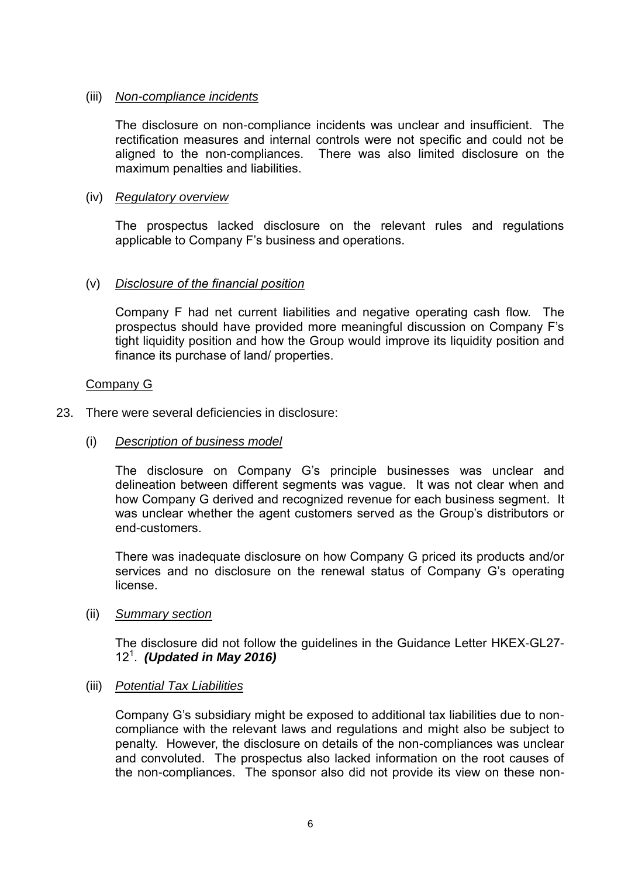(iii) *Non-compliance incidents*

The disclosure on non-compliance incidents was unclear and insufficient. The rectification measures and internal controls were not specific and could not be aligned to the non-compliances. There was also limited disclosure on the maximum penalties and liabilities.

(iv) *Regulatory overview*

The prospectus lacked disclosure on the relevant rules and regulations applicable to Company F's business and operations.

(v) *Disclosure of the financial position*

Company F had net current liabilities and negative operating cash flow. The prospectus should have provided more meaningful discussion on Company F's tight liquidity position and how the Group would improve its liquidity position and finance its purchase of land/ properties.

Company G

23. There were several deficiencies in disclosure:

(i) *Description of business model*

The disclosure on Company G's principle businesses was unclear and delineation between different segments was vague. It was not clear when and how Company G derived and recognized revenue for each business segment. It was unclear whether the agent customers served as the Group's distributors or end-customers.

There was inadequate disclosure on how Company G priced its products and/or services and no disclosure on the renewal status of Company G's operating license.

(ii) *Summary section*

The disclosure did not follow the guidelines in the Guidance Letter HKEX-GL27-12[1]. ***(Updated in May 2016)***

(iii) *Potential Tax Liabilities*

Company G's subsidiary might be exposed to additional tax liabilities due to non-compliance with the relevant laws and regulations and might also be subject to penalty. However, the disclosure on details of the non-compliances was unclear and convoluted. The prospectus also lacked information on the root causes of the non-compliances. The sponsor also did not provide its view on these non-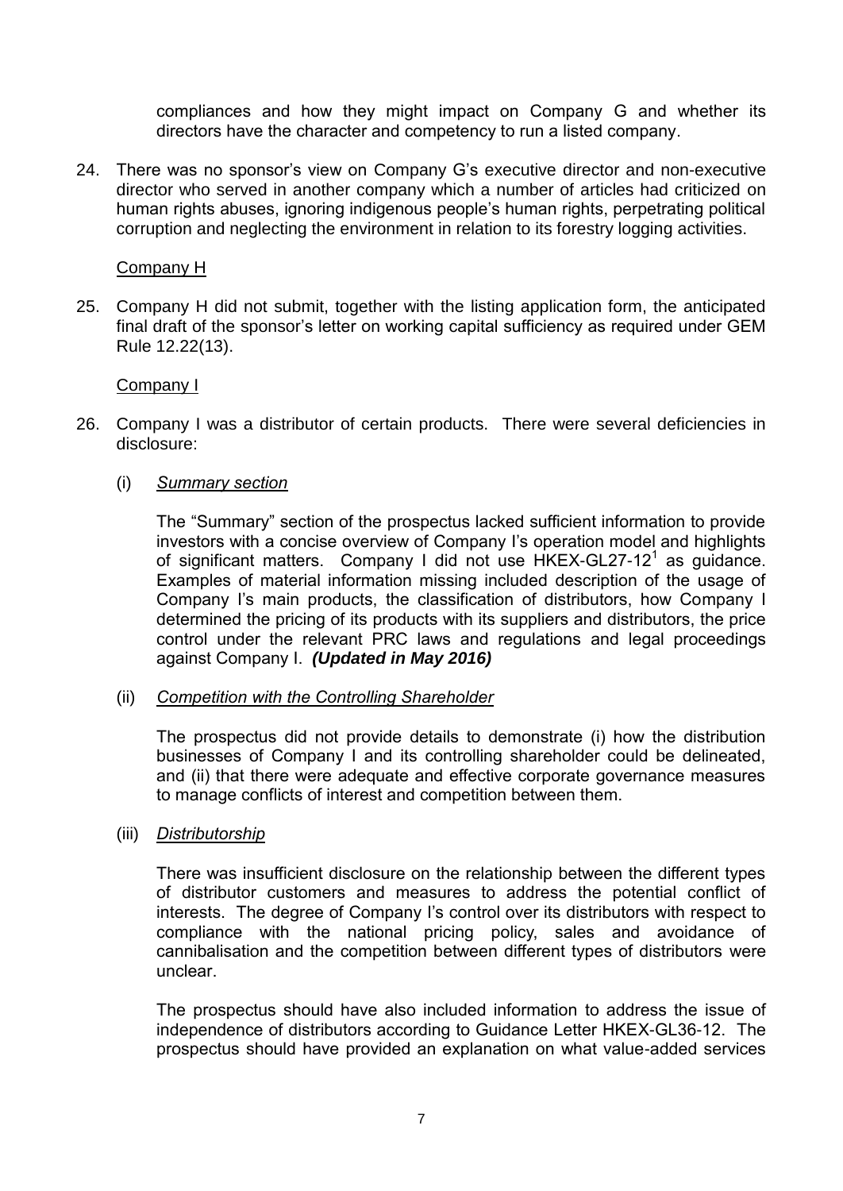compliances and how they might impact on Company G and whether its directors have the character and competency to run a listed company.

24. There was no sponsor's view on Company G's executive director and non-executive director who served in another company which a number of articles had criticized on human rights abuses, ignoring indigenous people's human rights, perpetrating political corruption and neglecting the environment in relation to its forestry logging activities.

<u>Company H</u>

25. Company H did not submit, together with the listing application form, the anticipated final draft of the sponsor's letter on working capital sufficiency as required under GEM Rule 12.22(13).

<u>Company I</u>

26. Company I was a distributor of certain products. There were several deficiencies in disclosure:

   (i) *<u>Summary section</u>*

   The "Summary" section of the prospectus lacked sufficient information to provide investors with a concise overview of Company I's operation model and highlights of significant matters. Company I did not use HKEX-GL27-12[1] as guidance. Examples of material information missing included description of the usage of Company I's main products, the classification of distributors, how Company I determined the pricing of its products with its suppliers and distributors, the price control under the relevant PRC laws and regulations and legal proceedings against Company I. ***(Updated in May 2016)***

   (ii) *<u>Competition with the Controlling Shareholder</u>*

   The prospectus did not provide details to demonstrate (i) how the distribution businesses of Company I and its controlling shareholder could be delineated, and (ii) that there were adequate and effective corporate governance measures to manage conflicts of interest and competition between them.

   (iii) *<u>Distributorship</u>*

   There was insufficient disclosure on the relationship between the different types of distributor customers and measures to address the potential conflict of interests. The degree of Company I's control over its distributors with respect to compliance with the national pricing policy, sales and avoidance of cannibalisation and the competition between different types of distributors were unclear.

   The prospectus should have also included information to address the issue of independence of distributors according to Guidance Letter HKEX-GL36-12. The prospectus should have provided an explanation on what value-added services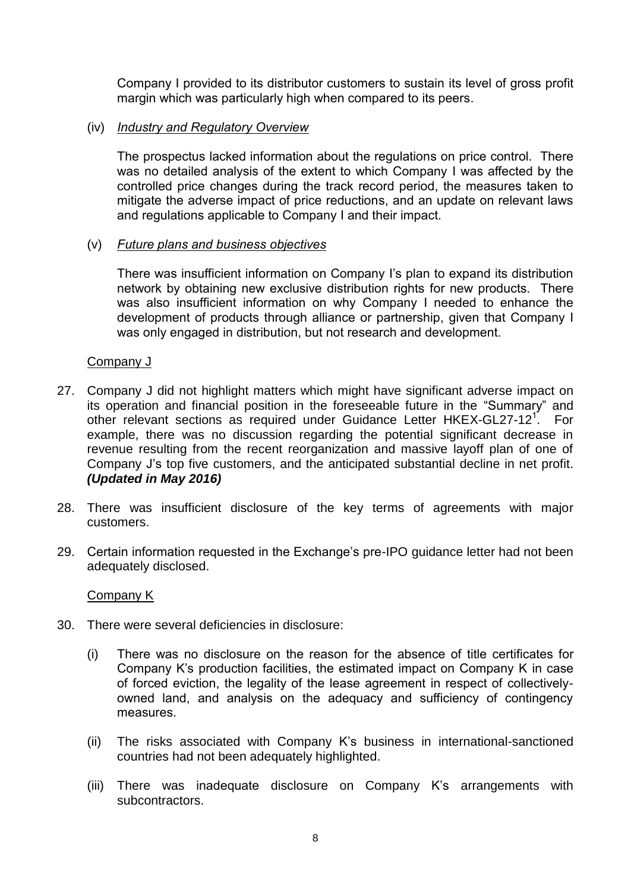Company I provided to its distributor customers to sustain its level of gross profit margin which was particularly high when compared to its peers.

(iv) *Industry and Regulatory Overview*

The prospectus lacked information about the regulations on price control. There was no detailed analysis of the extent to which Company I was affected by the controlled price changes during the track record period, the measures taken to mitigate the adverse impact of price reductions, and an update on relevant laws and regulations applicable to Company I and their impact.

(v) *Future plans and business objectives*

There was insufficient information on Company I's plan to expand its distribution network by obtaining new exclusive distribution rights for new products. There was also insufficient information on why Company I needed to enhance the development of products through alliance or partnership, given that Company I was only engaged in distribution, but not research and development.

Company J

27. Company J did not highlight matters which might have significant adverse impact on its operation and financial position in the foreseeable future in the "Summary" and other relevant sections as required under Guidance Letter HKEX-GL27-12[1]. For example, there was no discussion regarding the potential significant decrease in revenue resulting from the recent reorganization and massive layoff plan of one of Company J's top five customers, and the anticipated substantial decline in net profit. ***(Updated in May 2016)***

28. There was insufficient disclosure of the key terms of agreements with major customers.

29. Certain information requested in the Exchange's pre-IPO guidance letter had not been adequately disclosed.

Company K

30. There were several deficiencies in disclosure:

(i) There was no disclosure on the reason for the absence of title certificates for Company K's production facilities, the estimated impact on Company K in case of forced eviction, the legality of the lease agreement in respect of collectively-owned land, and analysis on the adequacy and sufficiency of contingency measures.

(ii) The risks associated with Company K's business in international-sanctioned countries had not been adequately highlighted.

(iii) There was inadequate disclosure on Company K's arrangements with subcontractors.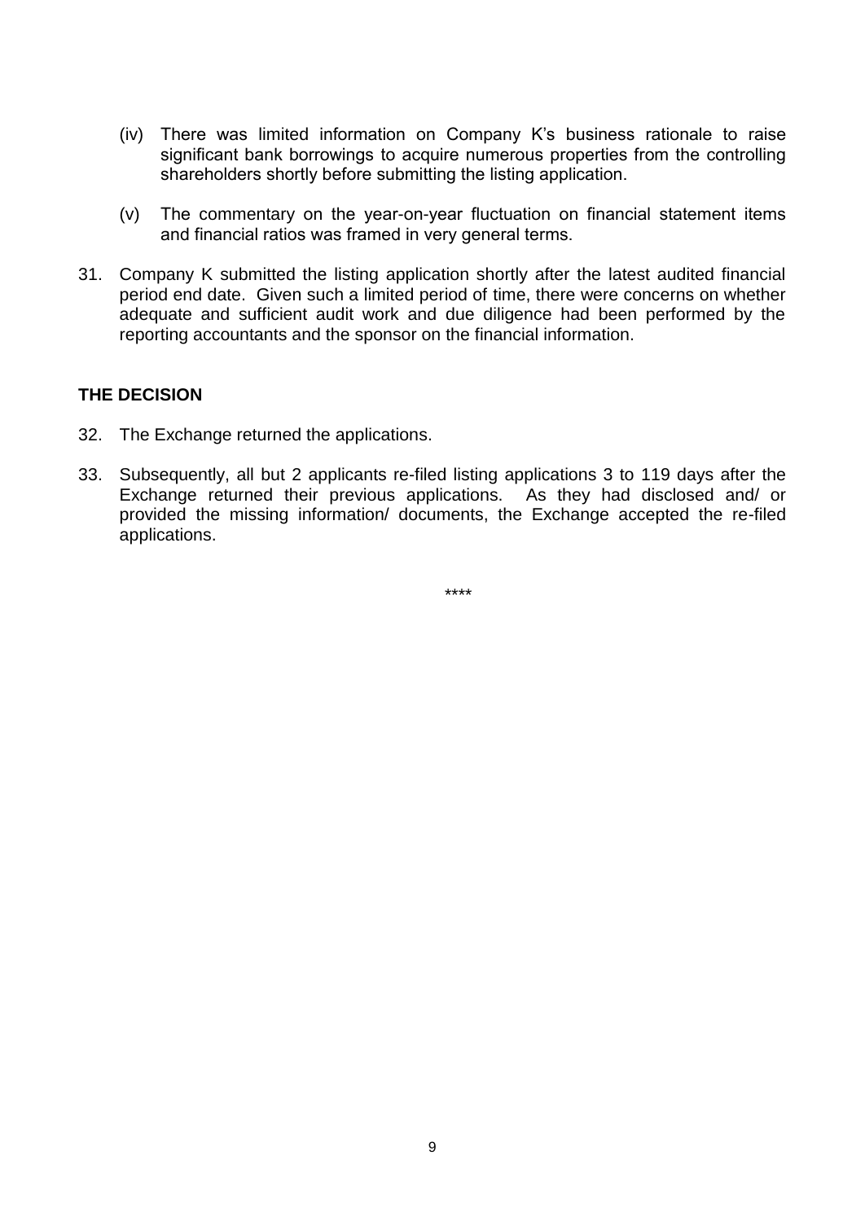(iv) There was limited information on Company K's business rationale to raise significant bank borrowings to acquire numerous properties from the controlling shareholders shortly before submitting the listing application.

(v) The commentary on the year-on-year fluctuation on financial statement items and financial ratios was framed in very general terms.

31. Company K submitted the listing application shortly after the latest audited financial period end date. Given such a limited period of time, there were concerns on whether adequate and sufficient audit work and due diligence had been performed by the reporting accountants and the sponsor on the financial information.

**THE DECISION**

32. The Exchange returned the applications.

33. Subsequently, all but 2 applicants re-filed listing applications 3 to 119 days after the Exchange returned their previous applications. As they had disclosed and/ or provided the missing information/ documents, the Exchange accepted the re-filed applications.

****